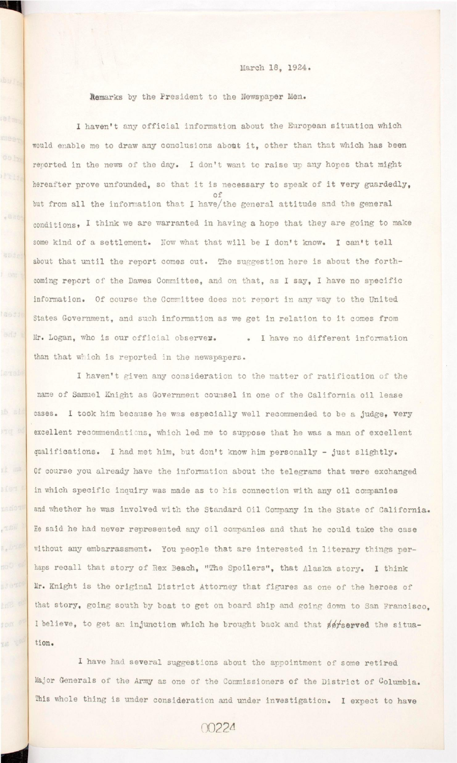March 18, 1924.

Remarks by the President to the Newspaper Men.

I haven't any official information about the European situation which would enable me to draw any conclusions about it, other than that which has been reported in the news of the day. I don't want to raise up any hopes that might hereafter prove unfounded, so that it is necessary to speak of it very guardedly, but from all the information that I have of the general attitude and the general conditions, I think we are warranted in having a hope that they are going to make some kind of a settlement. Now what that will be I don't know. I can't tell about that until the report comes out. The suggestion here is about the forthcoming report of the Dawes Committee, and on that, as I say, I have no specific information. Of course the Committee does not report in any way to the United States Government, and such information as we get in relation to it comes from Mr. Logan, who is our official observer. . I have no different information than that which is reported in the newspapers.

I haven't given any consideration to the matter of ratification of the name of Samuel Knight as Government counsel in one of the California oil lease cases. I took him because he was especially well recommended to be a judge, very excellent recommendations, which led me to suppose that he was a man of excellent qualifications. I had met him, but don't know him personally - just slightly. Of course you already have the information about the telegrams that were exchanged in which specific inquiry was made as to his connection with any oil companies and whether he was involved with the Standard Oil Company in the State of California. He said he had never represented any oil companies and that he could take the case without any embarrassment. You people that are interested in literary things perhaps recall that story of Rex Beach, "The Spoilers", that Alaska story. I think Mr. Knight is the original District Attorney that figures as one of the heroes of that story, going south by boat to get on board ship and going down to San Francisco, I believe, to get an injunction which he brought back and that served the situation.

I have had several suggestions about the appointment of some retired Major Generals of the Army as one of the Commissioners of the District of Columbia. This whole thing is under consideration and under investigation. I expect to have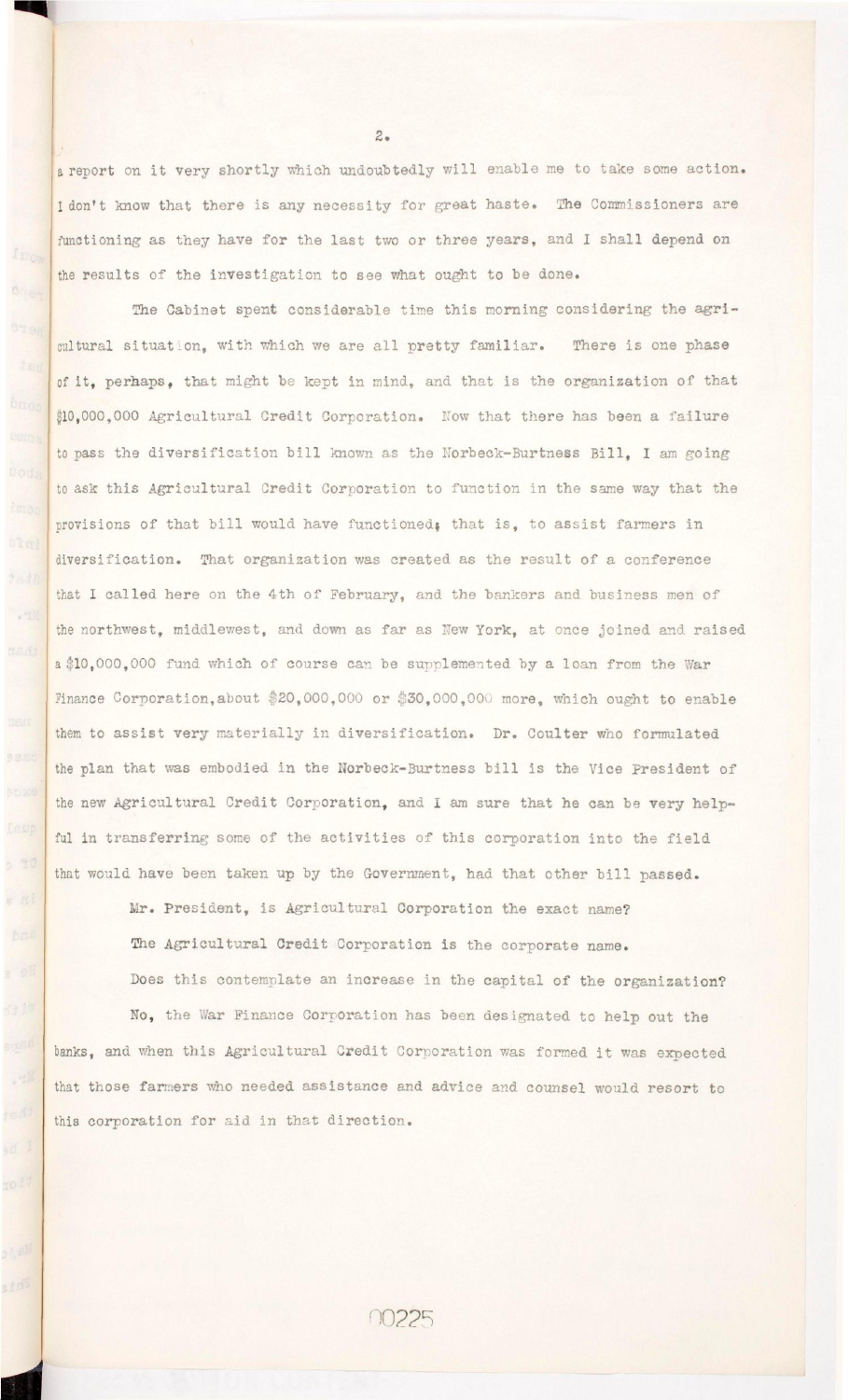a report on it very shortly which undoubtedly will enable me to take some action. I don't know that there is any necessity for great haste. The Commissioners are functioning as they have for the last two or three years, and I shall depend on the results of the investigation to see what ought to be done.

The Cabinet spent considerable time this morning considering the agricultural situation, with which we are all pretty familiar. There is one phase of it, perhaps, that might be kept in mind, and that is the organization of that $10,000,000 Agricultural Credit Corporation. Now that there has been a failure to pass the diversification bill known as the Norbeck-Burtness Bill, I am going to ask this Agricultural Credit Corporation to function in the same way that the provisions of that bill would have functioned; that is, to assist farmers in diversification. That organization was created as the result of a conference that I called here on the 4th of February, and the bankers and business men of the northwest, middlewest, and down as far as New York, at once joined and raised a $10,000,000 fund which of course can be supplemented by a loan from the War Finance Corporation, about $20,000,000 or $30,000,000 more, which ought to enable them to assist very materially in diversification. Dr. Coulter who formulated the plan that was embodied in the Norbeck-Burtness bill is the Vice President of the new Agricultural Credit Corporation, and I am sure that he can be very helpful in transferring some of the activities of this corporation into the field that would have been taken up by the Government, had that other bill passed.

Mr. President, is Agricultural Corporation the exact name?

The Agricultural Credit Corporation is the corporate name.

Does this contemplate an increase in the capital of the organization?

No, the War Finance Corporation has been designated to help out the banks, and when this Agricultural Credit Corporation was formed it was expected that those farmers who needed assistance and advice and counsel would resort to this corporation for aid in that direction.

00225